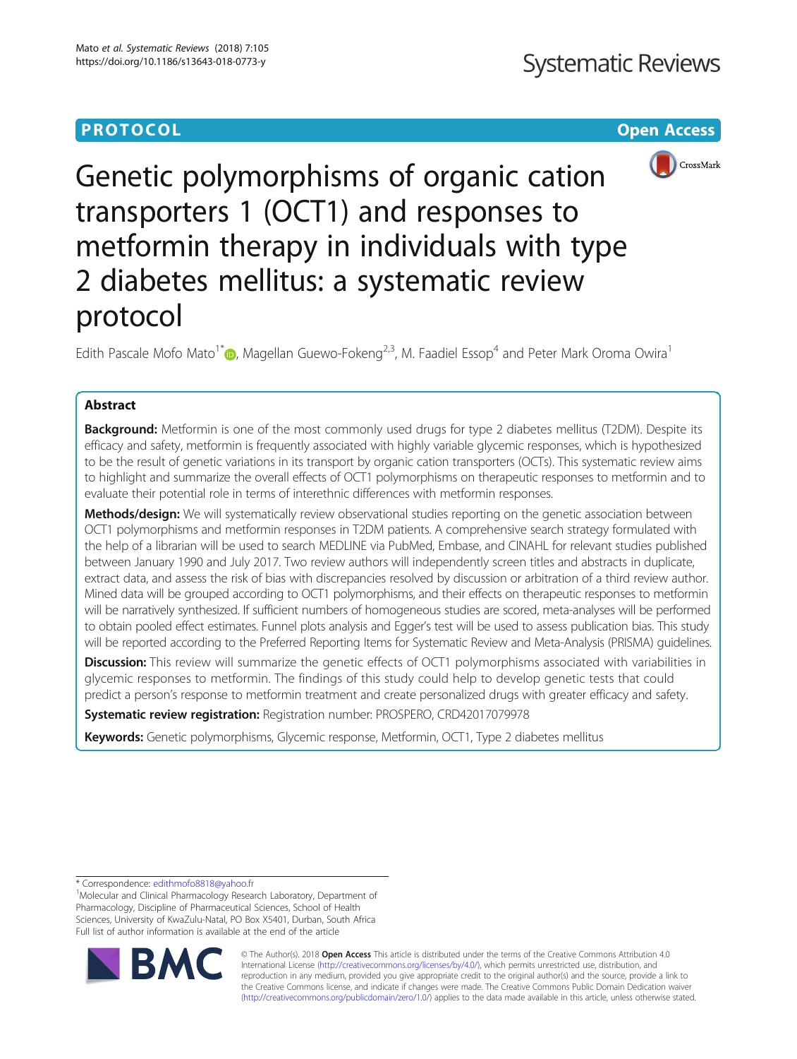PROTOCOL

Open Access

# Genetic polymorphisms of organic cation transporters 1 (OCT1) and responses to metformin therapy in individuals with type 2 diabetes mellitus: a systematic review protocol

Edith Pascale Mofo Mato[1*], Magellan Guewo-Fokeng[2,3], M. Faadiel Essop[4] and Peter Mark Oroma Owira[1]

## Abstract

**Background:** Metformin is one of the most commonly used drugs for type 2 diabetes mellitus (T2DM). Despite its efficacy and safety, metformin is frequently associated with highly variable glycemic responses, which is hypothesized to be the result of genetic variations in its transport by organic cation transporters (OCTs). This systematic review aims to highlight and summarize the overall effects of OCT1 polymorphisms on therapeutic responses to metformin and to evaluate their potential role in terms of interethnic differences with metformin responses.

**Methods/design:** We will systematically review observational studies reporting on the genetic association between OCT1 polymorphisms and metformin responses in T2DM patients. A comprehensive search strategy formulated with the help of a librarian will be used to search MEDLINE via PubMed, Embase, and CINAHL for relevant studies published between January 1990 and July 2017. Two review authors will independently screen titles and abstracts in duplicate, extract data, and assess the risk of bias with discrepancies resolved by discussion or arbitration of a third review author. Mined data will be grouped according to OCT1 polymorphisms, and their effects on therapeutic responses to metformin will be narratively synthesized. If sufficient numbers of homogeneous studies are scored, meta-analyses will be performed to obtain pooled effect estimates. Funnel plots analysis and Egger's test will be used to assess publication bias. This study will be reported according to the Preferred Reporting Items for Systematic Review and Meta-Analysis (PRISMA) guidelines.

**Discussion:** This review will summarize the genetic effects of OCT1 polymorphisms associated with variabilities in glycemic responses to metformin. The findings of this study could help to develop genetic tests that could predict a person's response to metformin treatment and create personalized drugs with greater efficacy and safety.

**Systematic review registration:** Registration number: PROSPERO, CRD42017079978

**Keywords:** Genetic polymorphisms, Glycemic response, Metformin, OCT1, Type 2 diabetes mellitus

---

\* Correspondence: edithmofo8818@yahoo.fr

[1]Molecular and Clinical Pharmacology Research Laboratory, Department of Pharmacology, Discipline of Pharmaceutical Sciences, School of Health Sciences, University of KwaZulu-Natal, PO Box X5401, Durban, South Africa

Full list of author information is available at the end of the article

© The Author(s). 2018 **Open Access** This article is distributed under the terms of the Creative Commons Attribution 4.0 International License (http://creativecommons.org/licenses/by/4.0/), which permits unrestricted use, distribution, and reproduction in any medium, provided you give appropriate credit to the original author(s) and the source, provide a link to the Creative Commons license, and indicate if changes were made. The Creative Commons Public Domain Dedication waiver (http://creativecommons.org/publicdomain/zero/1.0/) applies to the data made available in this article, unless otherwise stated.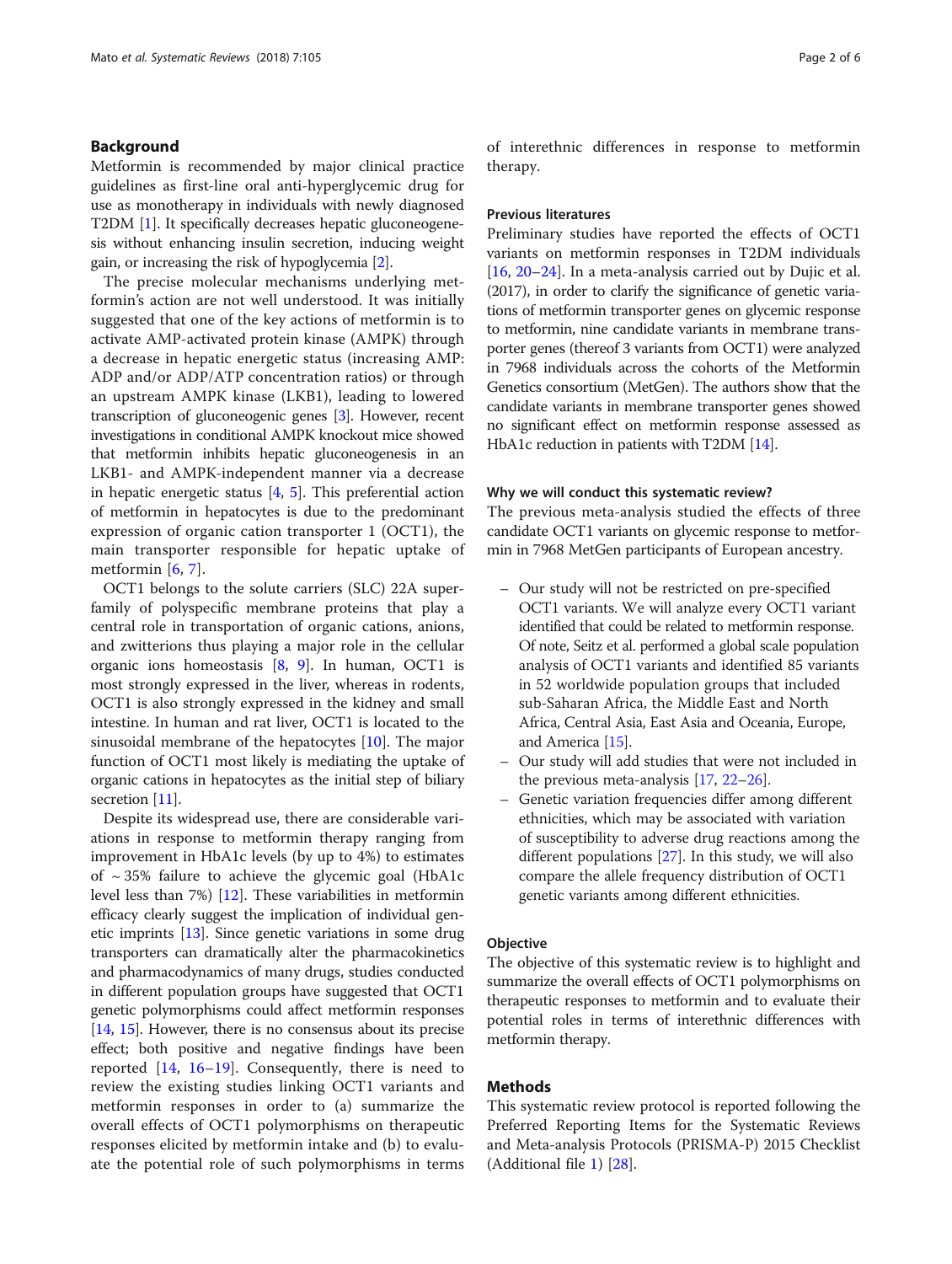## Background

Metformin is recommended by major clinical practice guidelines as first-line oral anti-hyperglycemic drug for use as monotherapy in individuals with newly diagnosed T2DM [1]. It specifically decreases hepatic gluconeogenesis without enhancing insulin secretion, inducing weight gain, or increasing the risk of hypoglycemia [2].

The precise molecular mechanisms underlying metformin's action are not well understood. It was initially suggested that one of the key actions of metformin is to activate AMP-activated protein kinase (AMPK) through a decrease in hepatic energetic status (increasing AMP: ADP and/or ADP/ATP concentration ratios) or through an upstream AMPK kinase (LKB1), leading to lowered transcription of gluconeogenic genes [3]. However, recent investigations in conditional AMPK knockout mice showed that metformin inhibits hepatic gluconeogenesis in an LKB1- and AMPK-independent manner via a decrease in hepatic energetic status [4, 5]. This preferential action of metformin in hepatocytes is due to the predominant expression of organic cation transporter 1 (OCT1), the main transporter responsible for hepatic uptake of metformin [6, 7].

OCT1 belongs to the solute carriers (SLC) 22A superfamily of polyspecific membrane proteins that play a central role in transportation of organic cations, anions, and zwitterions thus playing a major role in the cellular organic ions homeostasis [8, 9]. In human, OCT1 is most strongly expressed in the liver, whereas in rodents, OCT1 is also strongly expressed in the kidney and small intestine. In human and rat liver, OCT1 is located to the sinusoidal membrane of the hepatocytes [10]. The major function of OCT1 most likely is mediating the uptake of organic cations in hepatocytes as the initial step of biliary secretion [11].

Despite its widespread use, there are considerable variations in response to metformin therapy ranging from improvement in HbA1c levels (by up to 4%) to estimates of ~ 35% failure to achieve the glycemic goal (HbA1c level less than 7%) [12]. These variabilities in metformin efficacy clearly suggest the implication of individual genetic imprints [13]. Since genetic variations in some drug transporters can dramatically alter the pharmacokinetics and pharmacodynamics of many drugs, studies conducted in different population groups have suggested that OCT1 genetic polymorphisms could affect metformin responses [14, 15]. However, there is no consensus about its precise effect; both positive and negative findings have been reported [14, 16–19]. Consequently, there is need to review the existing studies linking OCT1 variants and metformin responses in order to (a) summarize the overall effects of OCT1 polymorphisms on therapeutic responses elicited by metformin intake and (b) to evaluate the potential role of such polymorphisms in terms of interethnic differences in response to metformin therapy.

### Previous literatures

Preliminary studies have reported the effects of OCT1 variants on metformin responses in T2DM individuals [16, 20–24]. In a meta-analysis carried out by Dujic et al. (2017), in order to clarify the significance of genetic variations of metformin transporter genes on glycemic response to metformin, nine candidate variants in membrane transporter genes (thereof 3 variants from OCT1) were analyzed in 7968 individuals across the cohorts of the Metformin Genetics consortium (MetGen). The authors show that the candidate variants in membrane transporter genes showed no significant effect on metformin response assessed as HbA1c reduction in patients with T2DM [14].

### Why we will conduct this systematic review?

The previous meta-analysis studied the effects of three candidate OCT1 variants on glycemic response to metformin in 7968 MetGen participants of European ancestry.

- Our study will not be restricted on pre-specified OCT1 variants. We will analyze every OCT1 variant identified that could be related to metformin response. Of note, Seitz et al. performed a global scale population analysis of OCT1 variants and identified 85 variants in 52 worldwide population groups that included sub-Saharan Africa, the Middle East and North Africa, Central Asia, East Asia and Oceania, Europe, and America [15].
- Our study will add studies that were not included in the previous meta-analysis [17, 22–26].
- Genetic variation frequencies differ among different ethnicities, which may be associated with variation of susceptibility to adverse drug reactions among the different populations [27]. In this study, we will also compare the allele frequency distribution of OCT1 genetic variants among different ethnicities.

### Objective

The objective of this systematic review is to highlight and summarize the overall effects of OCT1 polymorphisms on therapeutic responses to metformin and to evaluate their potential roles in terms of interethnic differences with metformin therapy.

## Methods

This systematic review protocol is reported following the Preferred Reporting Items for the Systematic Reviews and Meta-analysis Protocols (PRISMA-P) 2015 Checklist (Additional file 1) [28].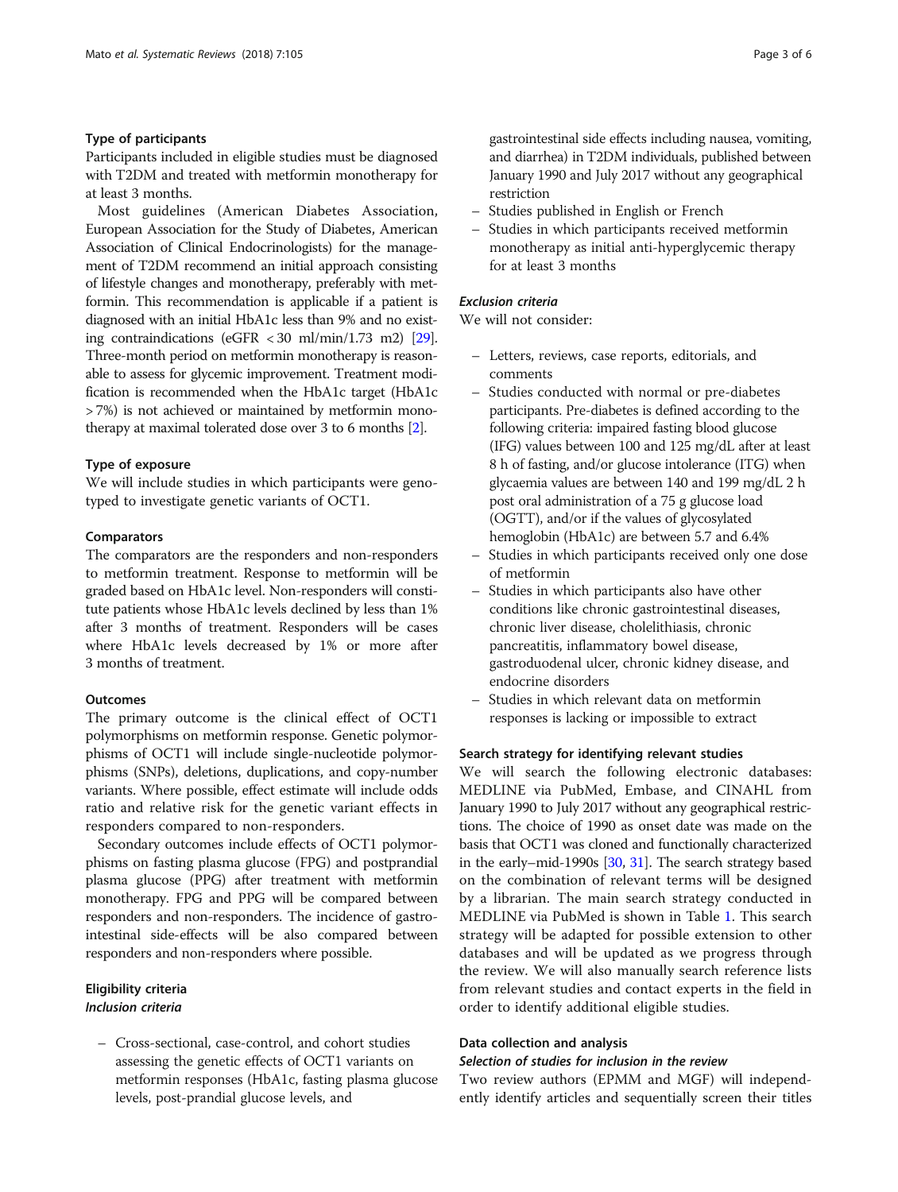### Type of participants

Participants included in eligible studies must be diagnosed with T2DM and treated with metformin monotherapy for at least 3 months.

Most guidelines (American Diabetes Association, European Association for the Study of Diabetes, American Association of Clinical Endocrinologists) for the management of T2DM recommend an initial approach consisting of lifestyle changes and monotherapy, preferably with metformin. This recommendation is applicable if a patient is diagnosed with an initial HbA1c less than 9% and no existing contraindications (eGFR < 30 ml/min/1.73 m2) [29]. Three-month period on metformin monotherapy is reasonable to assess for glycemic improvement. Treatment modification is recommended when the HbA1c target (HbA1c > 7%) is not achieved or maintained by metformin monotherapy at maximal tolerated dose over 3 to 6 months [2].

### Type of exposure

We will include studies in which participants were genotyped to investigate genetic variants of OCT1.

### Comparators

The comparators are the responders and non-responders to metformin treatment. Response to metformin will be graded based on HbA1c level. Non-responders will constitute patients whose HbA1c levels declined by less than 1% after 3 months of treatment. Responders will be cases where HbA1c levels decreased by 1% or more after 3 months of treatment.

### Outcomes

The primary outcome is the clinical effect of OCT1 polymorphisms on metformin response. Genetic polymorphisms of OCT1 will include single-nucleotide polymorphisms (SNPs), deletions, duplications, and copy-number variants. Where possible, effect estimate will include odds ratio and relative risk for the genetic variant effects in responders compared to non-responders.

Secondary outcomes include effects of OCT1 polymorphisms on fasting plasma glucose (FPG) and postprandial plasma glucose (PPG) after treatment with metformin monotherapy. FPG and PPG will be compared between responders and non-responders. The incidence of gastrointestinal side-effects will be also compared between responders and non-responders where possible.

### Eligibility criteria

#### *Inclusion criteria*

- Cross-sectional, case-control, and cohort studies assessing the genetic effects of OCT1 variants on metformin responses (HbA1c, fasting plasma glucose levels, post-prandial glucose levels, and gastrointestinal side effects including nausea, vomiting, and diarrhea) in T2DM individuals, published between January 1990 and July 2017 without any geographical restriction
- Studies published in English or French
- Studies in which participants received metformin monotherapy as initial anti-hyperglycemic therapy for at least 3 months

#### *Exclusion criteria*

We will not consider:

- Letters, reviews, case reports, editorials, and comments
- Studies conducted with normal or pre-diabetes participants. Pre-diabetes is defined according to the following criteria: impaired fasting blood glucose (IFG) values between 100 and 125 mg/dL after at least 8 h of fasting, and/or glucose intolerance (ITG) when glycaemia values are between 140 and 199 mg/dL 2 h post oral administration of a 75 g glucose load (OGTT), and/or if the values of glycosylated hemoglobin (HbA1c) are between 5.7 and 6.4%
- Studies in which participants received only one dose of metformin
- Studies in which participants also have other conditions like chronic gastrointestinal diseases, chronic liver disease, cholelithiasis, chronic pancreatitis, inflammatory bowel disease, gastroduodenal ulcer, chronic kidney disease, and endocrine disorders
- Studies in which relevant data on metformin responses is lacking or impossible to extract

### Search strategy for identifying relevant studies

We will search the following electronic databases: MEDLINE via PubMed, Embase, and CINAHL from January 1990 to July 2017 without any geographical restrictions. The choice of 1990 as onset date was made on the basis that OCT1 was cloned and functionally characterized in the early–mid-1990s [30, 31]. The search strategy based on the combination of relevant terms will be designed by a librarian. The main search strategy conducted in MEDLINE via PubMed is shown in Table 1. This search strategy will be adapted for possible extension to other databases and will be updated as we progress through the review. We will also manually search reference lists from relevant studies and contact experts in the field in order to identify additional eligible studies.

### Data collection and analysis

#### *Selection of studies for inclusion in the review*

Two review authors (EPMM and MGF) will independently identify articles and sequentially screen their titles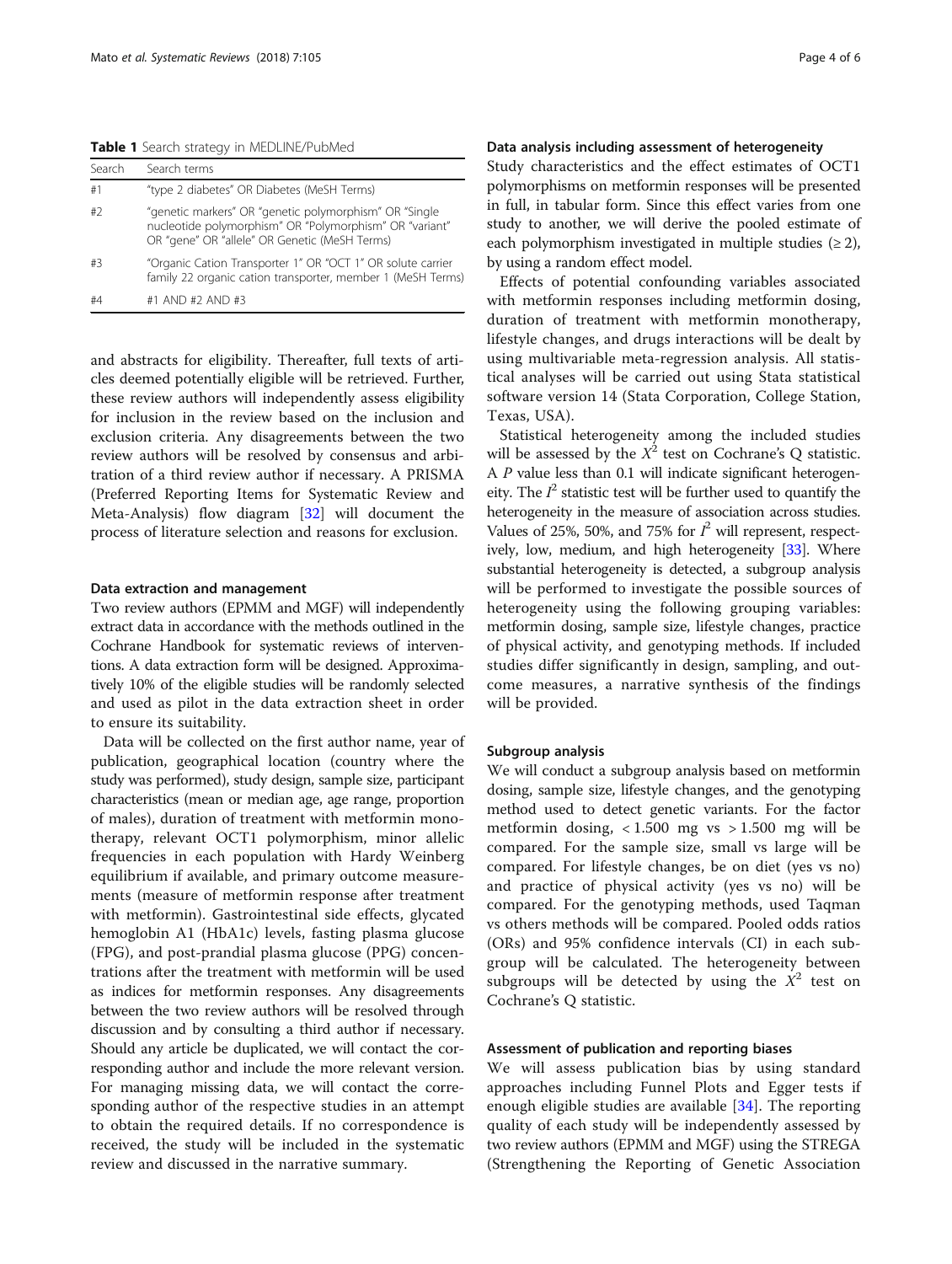**Table 1** Search strategy in MEDLINE/PubMed

| Search | Search terms |
| --- | --- |
| #1 | "type 2 diabetes" OR Diabetes (MeSH Terms) |
| #2 | "genetic markers" OR "genetic polymorphism" OR "Single nucleotide polymorphism" OR "Polymorphism" OR "variant" OR "gene" OR "allele" OR Genetic (MeSH Terms) |
| #3 | "Organic Cation Transporter 1" OR "OCT 1" OR solute carrier family 22 organic cation transporter, member 1 (MeSH Terms) |
| #4 | #1 AND #2 AND #3 |

and abstracts for eligibility. Thereafter, full texts of articles deemed potentially eligible will be retrieved. Further, these review authors will independently assess eligibility for inclusion in the review based on the inclusion and exclusion criteria. Any disagreements between the two review authors will be resolved by consensus and arbitration of a third review author if necessary. A PRISMA (Preferred Reporting Items for Systematic Review and Meta-Analysis) flow diagram [32] will document the process of literature selection and reasons for exclusion.

#### Data extraction and management

Two review authors (EPMM and MGF) will independently extract data in accordance with the methods outlined in the Cochrane Handbook for systematic reviews of interventions. A data extraction form will be designed. Approximatively 10% of the eligible studies will be randomly selected and used as pilot in the data extraction sheet in order to ensure its suitability.

Data will be collected on the first author name, year of publication, geographical location (country where the study was performed), study design, sample size, participant characteristics (mean or median age, age range, proportion of males), duration of treatment with metformin monotherapy, relevant OCT1 polymorphism, minor allelic frequencies in each population with Hardy Weinberg equilibrium if available, and primary outcome measurements (measure of metformin response after treatment with metformin). Gastrointestinal side effects, glycated hemoglobin A1 (HbA1c) levels, fasting plasma glucose (FPG), and post-prandial plasma glucose (PPG) concentrations after the treatment with metformin will be used as indices for metformin responses. Any disagreements between the two review authors will be resolved through discussion and by consulting a third author if necessary. Should any article be duplicated, we will contact the corresponding author and include the more relevant version. For managing missing data, we will contact the corresponding author of the respective studies in an attempt to obtain the required details. If no correspondence is received, the study will be included in the systematic review and discussed in the narrative summary.

#### Data analysis including assessment of heterogeneity

Study characteristics and the effect estimates of OCT1 polymorphisms on metformin responses will be presented in full, in tabular form. Since this effect varies from one study to another, we will derive the pooled estimate of each polymorphism investigated in multiple studies (≥ 2), by using a random effect model.

Effects of potential confounding variables associated with metformin responses including metformin dosing, duration of treatment with metformin monotherapy, lifestyle changes, and drugs interactions will be dealt by using multivariable meta-regression analysis. All statistical analyses will be carried out using Stata statistical software version 14 (Stata Corporation, College Station, Texas, USA).

Statistical heterogeneity among the included studies will be assessed by the $X^2$ test on Cochrane's Q statistic. A $P$ value less than 0.1 will indicate significant heterogeneity. The $I^2$ statistic test will be further used to quantify the heterogeneity in the measure of association across studies. Values of 25%, 50%, and 75% for $I^2$ will represent, respectively, low, medium, and high heterogeneity [33]. Where substantial heterogeneity is detected, a subgroup analysis will be performed to investigate the possible sources of heterogeneity using the following grouping variables: metformin dosing, sample size, lifestyle changes, practice of physical activity, and genotyping methods. If included studies differ significantly in design, sampling, and outcome measures, a narrative synthesis of the findings will be provided.

#### Subgroup analysis

We will conduct a subgroup analysis based on metformin dosing, sample size, lifestyle changes, and the genotyping method used to detect genetic variants. For the factor metformin dosing, < 1.500 mg vs > 1.500 mg will be compared. For the sample size, small vs large will be compared. For lifestyle changes, be on diet (yes vs no) and practice of physical activity (yes vs no) will be compared. For the genotyping methods, used Taqman vs others methods will be compared. Pooled odds ratios (ORs) and 95% confidence intervals (CI) in each subgroup will be calculated. The heterogeneity between subgroups will be detected by using the $X^2$ test on Cochrane's Q statistic.

#### Assessment of publication and reporting biases

We will assess publication bias by using standard approaches including Funnel Plots and Egger tests if enough eligible studies are available [34]. The reporting quality of each study will be independently assessed by two review authors (EPMM and MGF) using the STREGA (Strengthening the Reporting of Genetic Association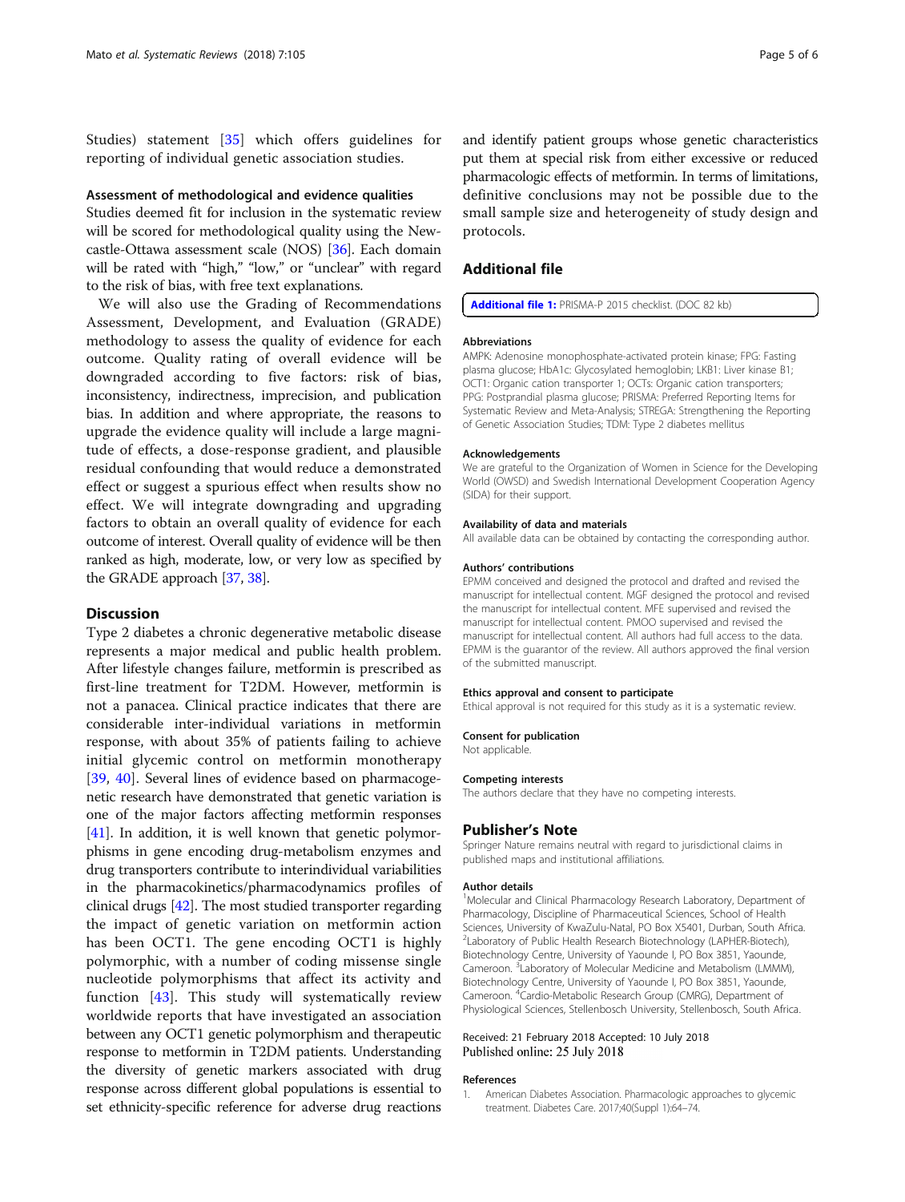Studies) statement [35] which offers guidelines for reporting of individual genetic association studies.

#### Assessment of methodological and evidence qualities

Studies deemed fit for inclusion in the systematic review will be scored for methodological quality using the Newcastle-Ottawa assessment scale (NOS) [36]. Each domain will be rated with "high," "low," or "unclear" with regard to the risk of bias, with free text explanations.

We will also use the Grading of Recommendations Assessment, Development, and Evaluation (GRADE) methodology to assess the quality of evidence for each outcome. Quality rating of overall evidence will be downgraded according to five factors: risk of bias, inconsistency, indirectness, imprecision, and publication bias. In addition and where appropriate, the reasons to upgrade the evidence quality will include a large magnitude of effects, a dose-response gradient, and plausible residual confounding that would reduce a demonstrated effect or suggest a spurious effect when results show no effect. We will integrate downgrading and upgrading factors to obtain an overall quality of evidence for each outcome of interest. Overall quality of evidence will be then ranked as high, moderate, low, or very low as specified by the GRADE approach [37, 38].

## Discussion

Type 2 diabetes a chronic degenerative metabolic disease represents a major medical and public health problem. After lifestyle changes failure, metformin is prescribed as first-line treatment for T2DM. However, metformin is not a panacea. Clinical practice indicates that there are considerable inter-individual variations in metformin response, with about 35% of patients failing to achieve initial glycemic control on metformin monotherapy [39, 40]. Several lines of evidence based on pharmacogenetic research have demonstrated that genetic variation is one of the major factors affecting metformin responses [41]. In addition, it is well known that genetic polymorphisms in gene encoding drug-metabolism enzymes and drug transporters contribute to interindividual variabilities in the pharmacokinetics/pharmacodynamics profiles of clinical drugs [42]. The most studied transporter regarding the impact of genetic variation on metformin action has been OCT1. The gene encoding OCT1 is highly polymorphic, with a number of coding missense single nucleotide polymorphisms that affect its activity and function [43]. This study will systematically review worldwide reports that have investigated an association between any OCT1 genetic polymorphism and therapeutic response to metformin in T2DM patients. Understanding the diversity of genetic markers associated with drug response across different global populations is essential to set ethnicity-specific reference for adverse drug reactions and identify patient groups whose genetic characteristics put them at special risk from either excessive or reduced pharmacologic effects of metformin. In terms of limitations, definitive conclusions may not be possible due to the small sample size and heterogeneity of study design and protocols.

## Additional file

**Additional file 1:** PRISMA-P 2015 checklist. (DOC 82 kb)

#### Abbreviations

AMPK: Adenosine monophosphate-activated protein kinase; FPG: Fasting plasma glucose; HbA1c: Glycosylated hemoglobin; LKB1: Liver kinase B1; OCT1: Organic cation transporter 1; OCTs: Organic cation transporters; PPG: Postprandial plasma glucose; PRISMA: Preferred Reporting Items for Systematic Review and Meta-Analysis; STREGA: Strengthening the Reporting of Genetic Association Studies; TDM: Type 2 diabetes mellitus

#### Acknowledgements

We are grateful to the Organization of Women in Science for the Developing World (OWSD) and Swedish International Development Cooperation Agency (SIDA) for their support.

#### Availability of data and materials

All available data can be obtained by contacting the corresponding author.

#### Authors' contributions

EPMM conceived and designed the protocol and drafted and revised the manuscript for intellectual content. MGF designed the protocol and revised the manuscript for intellectual content. MFE supervised and revised the manuscript for intellectual content. PMOO supervised and revised the manuscript for intellectual content. All authors had full access to the data. EPMM is the guarantor of the review. All authors approved the final version of the submitted manuscript.

#### Ethics approval and consent to participate

Ethical approval is not required for this study as it is a systematic review.

#### Consent for publication

Not applicable.

#### Competing interests

The authors declare that they have no competing interests.

## Publisher's Note

Springer Nature remains neutral with regard to jurisdictional claims in published maps and institutional affiliations.

#### Author details

[1]Molecular and Clinical Pharmacology Research Laboratory, Department of Pharmacology, Discipline of Pharmaceutical Sciences, School of Health Sciences, University of KwaZulu-Natal, PO Box X5401, Durban, South Africa. [2]Laboratory of Public Health Research Biotechnology (LAPHER-Biotech), Biotechnology Centre, University of Yaounde I, PO Box 3851, Yaounde, Cameroon. [3]Laboratory of Molecular Medicine and Metabolism (LMMM), Biotechnology Centre, University of Yaounde I, PO Box 3851, Yaounde, Cameroon. [4]Cardio-Metabolic Research Group (CMRG), Department of Physiological Sciences, Stellenbosch University, Stellenbosch, South Africa.

Received: 21 February 2018 Accepted: 10 July 2018
Published online: 25 July 2018

#### References

1. American Diabetes Association. Pharmacologic approaches to glycemic treatment. Diabetes Care. 2017;40(Suppl 1):64–74.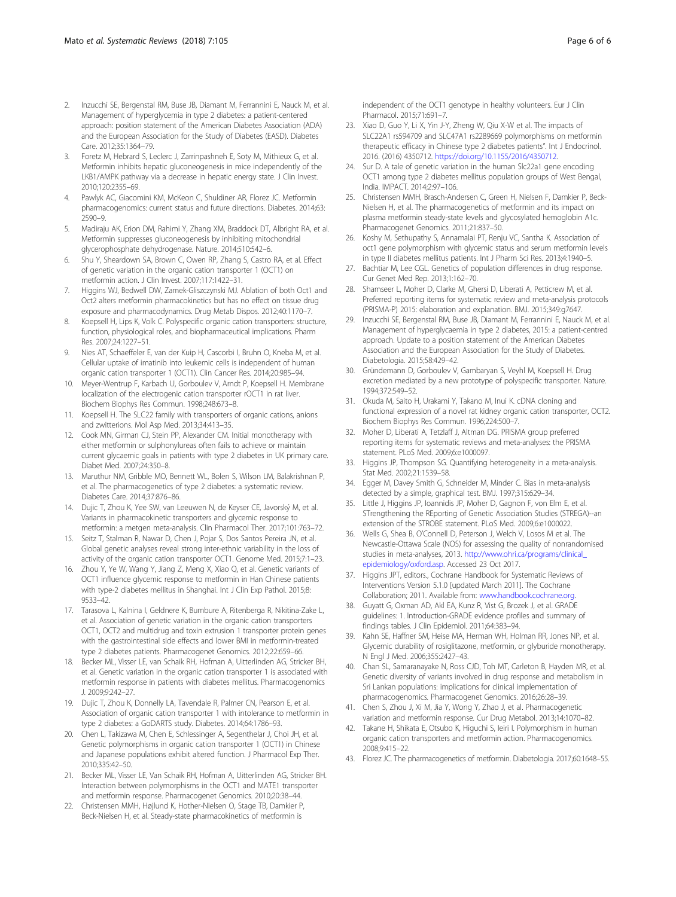2. Inzucchi SE, Bergenstal RM, Buse JB, Diamant M, Ferrannini E, Nauck M, et al. Management of hyperglycemia in type 2 diabetes: a patient-centered approach: position statement of the American Diabetes Association (ADA) and the European Association for the Study of Diabetes (EASD). Diabetes Care. 2012;35:1364–79.
3. Foretz M, Hebrard S, Leclerc J, Zarrinpashneh E, Soty M, Mithieux G, et al. Metformin inhibits hepatic gluconeogenesis in mice independently of the LKB1/AMPK pathway via a decrease in hepatic energy state. J Clin Invest. 2010;120:2355–69.
4. Pawlyk AC, Giacomini KM, McKeon C, Shuldiner AR, Florez JC. Metformin pharmacogenomics: current status and future directions. Diabetes. 2014;63:2590–9.
5. Madiraju AK, Erion DM, Rahimi Y, Zhang XM, Braddock DT, Albright RA, et al. Metformin suppresses gluconeogenesis by inhibiting mitochondrial glycerophosphate dehydrogenase. Nature. 2014;510:542–6.
6. Shu Y, Sheardown SA, Brown C, Owen RP, Zhang S, Castro RA, et al. Effect of genetic variation in the organic cation transporter 1 (OCT1) on metformin action. J Clin Invest. 2007;117:1422–31.
7. Higgins WJ, Bedwell DW, Zamek-Gliszczynski MJ. Ablation of both Oct1 and Oct2 alters metformin pharmacokinetics but has no effect on tissue drug exposure and pharmacodynamics. Drug Metab Dispos. 2012;40:1170–7.
8. Koepsell H, Lips K, Volk C. Polyspecific organic cation transporters: structure, function, physiological roles, and biopharmaceutical implications. Pharm Res. 2007;24:1227–51.
9. Nies AT, Schaeffeler E, van der Kuip H, Cascorbi I, Bruhn O, Kneba M, et al. Cellular uptake of imatinib into leukemic cells is independent of human organic cation transporter 1 (OCT1). Clin Cancer Res. 2014;20:985–94.
10. Meyer-Wentrup F, Karbach U, Gorboulev V, Arndt P, Koepsell H. Membrane localization of the electrogenic cation transporter rOCT1 in rat liver. Biochem Biophys Res Commun. 1998;248:673–8.
11. Koepsell H. The SLC22 family with transporters of organic cations, anions and zwitterions. Mol Asp Med. 2013;34:413–35.
12. Cook MN, Girman CJ, Stein PP, Alexander CM. Initial monotherapy with either metformin or sulphonylureas often fails to achieve or maintain current glycaemic goals in patients with type 2 diabetes in UK primary care. Diabet Med. 2007;24:350–8.
13. Maruthur NM, Gribble MO, Bennett WL, Bolen S, Wilson LM, Balakrishnan P, et al. The pharmacogenetics of type 2 diabetes: a systematic review. Diabetes Care. 2014;37:876–86.
14. Dujic T, Zhou K, Yee SW, van Leeuwen N, de Keyser CE, Javorský M, et al. Variants in pharmacokinetic transporters and glycemic response to metformin: a metgen meta-analysis. Clin Pharmacol Ther. 2017;101:763–72.
15. Seitz T, Stalman R, Nawar D, Chen J, Pojar S, Dos Santos Pereira JN, et al. Global genetic analyses reveal strong inter-ethnic variability in the loss of activity of the organic cation transporter OCT1. Genome Med. 2015;7:1–23.
16. Zhou Y, Ye W, Wang Y, Jiang Z, Meng X, Xiao Q, et al. Genetic variants of OCT1 influence glycemic response to metformin in Han Chinese patients with type-2 diabetes mellitus in Shanghai. Int J Clin Exp Pathol. 2015;8:9533–42.
17. Tarasova L, Kalnina I, Geldnere K, Bumbure A, Ritenberga R, Nikitina-Zake L, et al. Association of genetic variation in the organic cation transporters OCT1, OCT2 and multidrug and toxin extrusion 1 transporter protein genes with the gastrointestinal side effects and lower BMI in metformin-treated type 2 diabetes patients. Pharmacogenet Genomics. 2012;22:659–66.
18. Becker ML, Visser LE, van Schaik RH, Hofman A, Uitterlinden AG, Stricker BH, et al. Genetic variation in the organic cation transporter 1 is associated with metformin response in patients with diabetes mellitus. Pharmacogenomics J. 2009;9:242–27.
19. Dujic T, Zhou K, Donnelly LA, Tavendale R, Palmer CN, Pearson E, et al. Association of organic cation transporter 1 with intolerance to metformin in type 2 diabetes: a GoDARTS study. Diabetes. 2014;64:1786–93.
20. Chen L, Takizawa M, Chen E, Schlessinger A, Segenthelar J, Choi JH, et al. Genetic polymorphisms in organic cation transporter 1 (OCT1) in Chinese and Japanese populations exhibit altered function. J Pharmacol Exp Ther. 2010;335:42–50.
21. Becker ML, Visser LE, Van Schaik RH, Hofman A, Uitterlinden AG, Stricker BH. Interaction between polymorphisms in the OCT1 and MATE1 transporter and metformin response. Pharmacogenet Genomics. 2010;20:38–44.
22. Christensen MMH, Højlund K, Hother-Nielsen O, Stage TB, Damkier P, Beck-Nielsen H, et al. Steady-state pharmacokinetics of metformin is independent of the OCT1 genotype in healthy volunteers. Eur J Clin Pharmacol. 2015;71:691–7.
23. Xiao D, Guo Y, Li X, Yin J-Y, Zheng W, Qiu X-W et al. The impacts of SLC22A1 rs594709 and SLC47A1 rs2289669 polymorphisms on metformin therapeutic efficacy in Chinese type 2 diabetes patients". Int J Endocrinol. 2016. (2016) 4350712. https://doi.org/10.1155/2016/4350712.
24. Sur D. A tale of genetic variation in the human Slc22a1 gene encoding OCT1 among type 2 diabetes mellitus population groups of West Bengal, India. IMPACT. 2014;2:97–106.
25. Christensen MMH, Brasch-Andersen C, Green H, Nielsen F, Damkier P, Beck-Nielsen H, et al. The pharmacogenetics of metformin and its impact on plasma metformin steady-state levels and glycosylated hemoglobin A1c. Pharmacogenet Genomics. 2011;21:837–50.
26. Koshy M, Sethupathy S, Annamalai PT, Renju VC, Santha K. Association of oct1 gene polymorphism with glycemic status and serum metformin levels in type II diabetes mellitus patients. Int J Pharm Sci Res. 2013;4:1940–5.
27. Bachtiar M, Lee CGL. Genetics of population differences in drug response. Cur Genet Med Rep. 2013;1:162–70.
28. Shamseer L, Moher D, Clarke M, Ghersi D, Liberati A, Petticrew M, et al. Preferred reporting items for systematic review and meta-analysis protocols (PRISMA-P) 2015: elaboration and explanation. BMJ. 2015;349:g7647.
29. Inzucchi SE, Bergenstal RM, Buse JB, Diamant M, Ferrannini E, Nauck M, et al. Management of hyperglycaemia in type 2 diabetes, 2015: a patient-centred approach. Update to a position statement of the American Diabetes Association and the European Association for the Study of Diabetes. Diabetologia. 2015;58:429–42.
30. Gründemann D, Gorboulev V, Gambaryan S, Veyhl M, Koepsell H. Drug excretion mediated by a new prototype of polyspecific transporter. Nature. 1994;372:549–52.
31. Okuda M, Saito H, Urakami Y, Takano M, Inui K. cDNA cloning and functional expression of a novel rat kidney organic cation transporter, OCT2. Biochem Biophys Res Commun. 1996;224:500–7.
32. Moher D, Liberati A, Tetzlaff J, Altman DG. PRISMA group preferred reporting items for systematic reviews and meta-analyses: the PRISMA statement. PLoS Med. 2009;6:e1000097.
33. Higgins JP, Thompson SG. Quantifying heterogeneity in a meta-analysis. Stat Med. 2002;21:1539–58.
34. Egger M, Davey Smith G, Schneider M, Minder C. Bias in meta-analysis detected by a simple, graphical test. BMJ. 1997;315:629–34.
35. Little J, Higgins JP, Ioannidis JP, Moher D, Gagnon F, von Elm E, et al. STrengthening the REporting of Genetic Association Studies (STREGA)--an extension of the STROBE statement. PLoS Med. 2009;6:e1000022.
36. Wells G, Shea B, O'Connell D, Peterson J, Welch V, Losos M et al. The Newcastle-Ottawa Scale (NOS) for assessing the quality of nonrandomised studies in meta-analyses, 2013. http://www.ohri.ca/programs/clinical_epidemiology/oxford.asp. Accessed 23 Oct 2017.
37. Higgins JPT, editors., Cochrane Handbook for Systematic Reviews of Interventions Version 5.1.0 [updated March 2011]. The Cochrane Collaboration; 2011. Available from: www.handbook.cochrane.org.
38. Guyatt G, Oxman AD, Akl EA, Kunz R, Vist G, Brozek J, et al. GRADE guidelines: 1. Introduction-GRADE evidence profiles and summary of findings tables. J Clin Epidemiol. 2011;64:383–94.
39. Kahn SE, Haffner SM, Heise MA, Herman WH, Holman RR, Jones NP, et al. Glycemic durability of rosiglitazone, metformin, or glyburide monotherapy. N Engl J Med. 2006;355:2427–43.
40. Chan SL, Samaranayake N, Ross CJD, Toh MT, Carleton B, Hayden MR, et al. Genetic diversity of variants involved in drug response and metabolism in Sri Lankan populations: implications for clinical implementation of pharmacogenomics. Pharmacogenet Genomics. 2016;26:28–39.
41. Chen S, Zhou J, Xi M, Jia Y, Wong Y, Zhao J, et al. Pharmacogenetic variation and metformin response. Cur Drug Metabol. 2013;14:1070–82.
42. Takane H, Shikata E, Otsubo K, Higuchi S, Ieiri I. Polymorphism in human organic cation transporters and metformin action. Pharmacogenomics. 2008;9:415–22.
43. Florez JC. The pharmacogenetics of metformin. Diabetologia. 2017;60:1648–55.